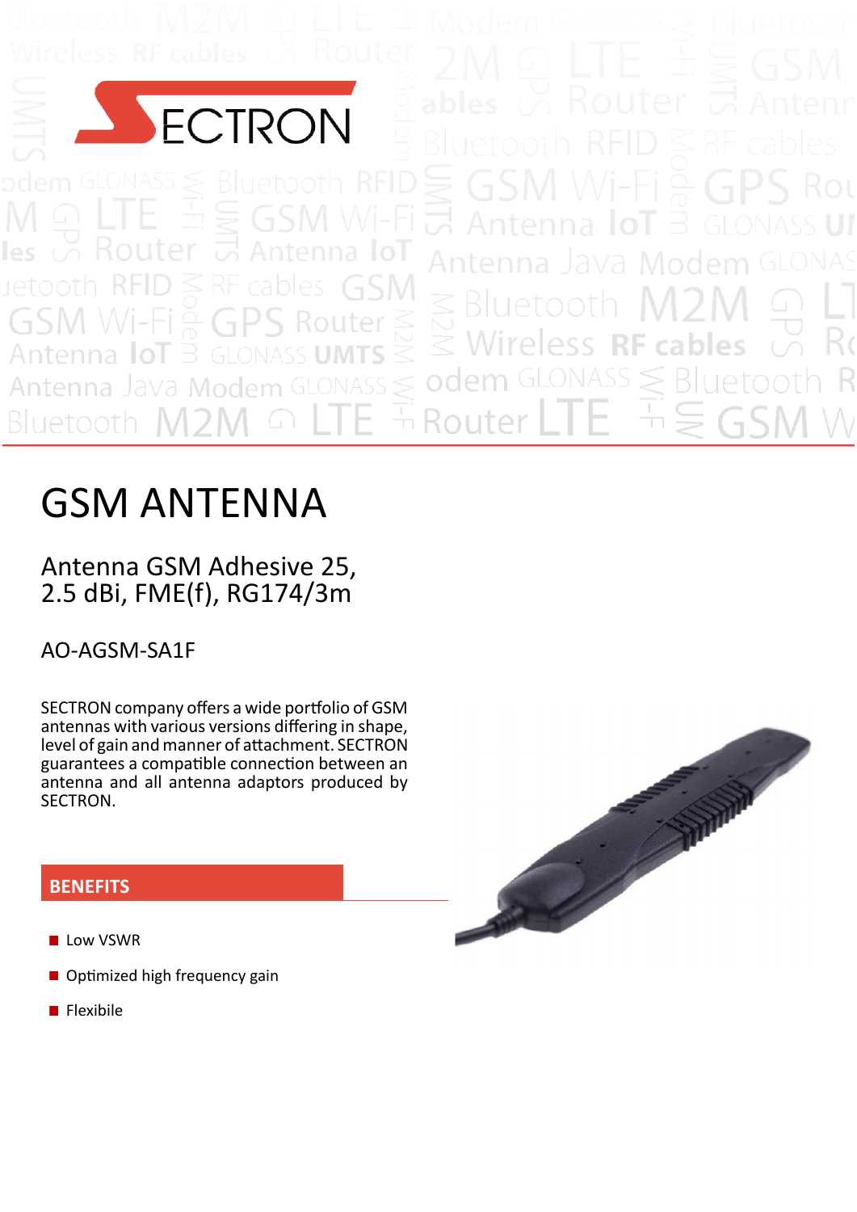# GSM ANTENNA

## Antenna GSM Adhesive 25, 2.5 dBi, FME(f), RG174/3m

AO-AGSM-SA1F

SECTRON company offers a wide portfolio of GSM antennas with various versions differing in shape, level of gain and manner of attachment. SECTRON guarantees a compatible connection between an antenna and all antenna adaptors produced by SECTRON.

### BENEFITS

- Low VSWR
- Optimized high frequency gain
- Flexibile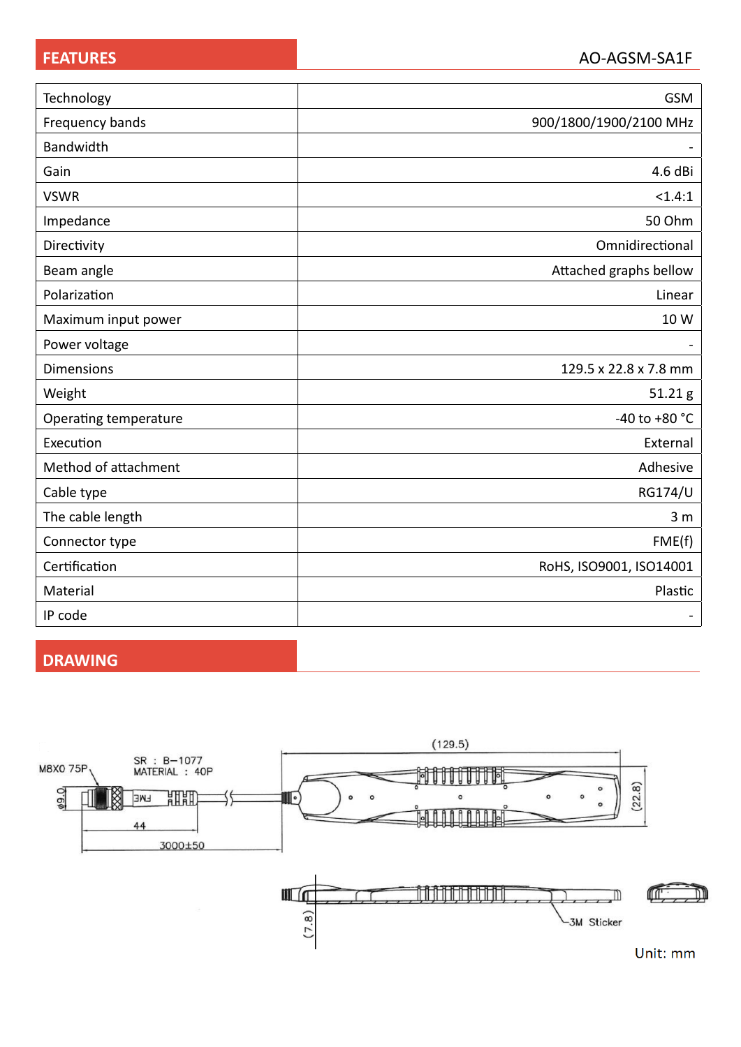## FEATURES

AO-AGSM-SA1F

| | |
|---|---|
| Technology | GSM |
| Frequency bands | 900/1800/1900/2100 MHz |
| Bandwidth | - |
| Gain | 4.6 dBi |
| VSWR | <1.4:1 |
| Impedance | 50 Ohm |
| Directivity | Omnidirectional |
| Beam angle | Attached graphs bellow |
| Polarization | Linear |
| Maximum input power | 10 W |
| Power voltage | - |
| Dimensions | 129.5 x 22.8 x 7.8 mm |
| Weight | 51.21 g |
| Operating temperature | -40 to +80 °C |
| Execution | External |
| Method of attachment | Adhesive |
| Cable type | RG174/U |
| The cable length | 3 m |
| Connector type | FME(f) |
| Certification | RoHS, ISO9001, ISO14001 |
| Material | Plastic |
| IP code | - |

## DRAWING

M8X0 75P

SR : B–1077
MATERIAL : 40P

φ9.0

FME

44

3000±50

(129.5)

(22.8)

(7.8)

3M Sticker

Unit: mm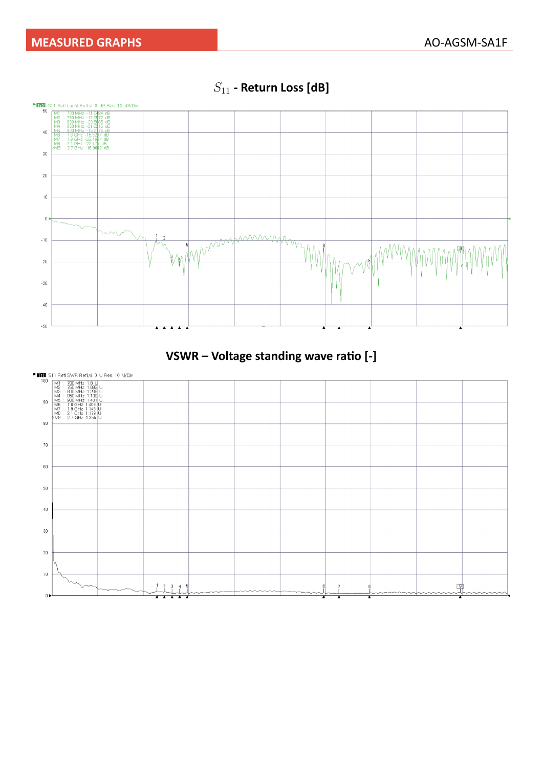## MEASURED GRAPHS

### $S_{11}$ - Return Loss [dB]

Tr2 S11 Refl LogM RefLvl 0 dB Res 10 dB/Div

| Marker | Frequency | Value |
|---|---|---|
| M1 | 700 MHz | -11.0484 dB |
| M2 | 750 MHz | -12.0572 dB |
| M3 | 800 MHz | -20.5065 dB |
| M4 | 850 MHz | -21.8215 dB |
| M5 | 900 MHz | -15.2775 dB |
| M6 | 1.8 GHz | -15.5207 dB |
| M7 | 1.9 GHz | -23.4637 dB |
| M8 | 2.1 GHz | -22.475 dB |
| M9 | 2.7 GHz | -16.3642 dB |

### VSWR – Voltage standing wave ratio [-]

Tr1 S11 Refl SWR RefLvl 0 U Res 10 U/Div

| Marker | Frequency | Value |
|---|---|---|
| M1 | 700 MHz | 1.8 U |
| M2 | 750 MHz | 1.682 U |
| M3 | 800 MHz | 1.209 U |
| M4 | 850 MHz | 1.189 U |
| M5 | 900 MHz | 1.401 U |
| M6 | 1.8 GHz | 1.406 U |
| M7 | 1.9 GHz | 1.146 U |
| M8 | 2.1 GHz | 1.179 U |
| M9 | 2.7 GHz | 1.355 U |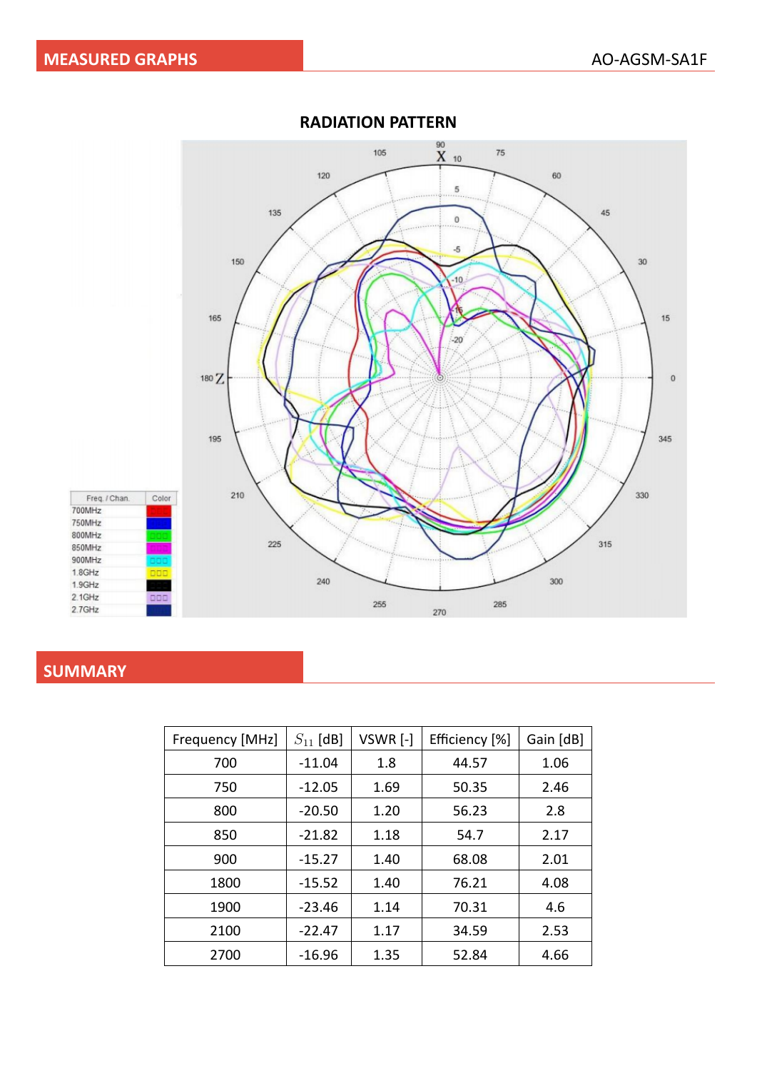## MEASURED GRAPHS

### RADIATION PATTERN

| Freq. / Chan. | Color |
| --- | --- |
| 700MHz | |
| 750MHz | |
| 800MHz | |
| 850MHz | |
| 900MHz | |
| 1.8GHz | |
| 1.9GHz | |
| 2.1GHz | |
| 2.7GHz | |

## SUMMARY

| Frequency [MHz] | $S_{11}$ [dB] | VSWR [-] | Efficiency [%] | Gain [dB] |
| --- | --- | --- | --- | --- |
| 700 | -11.04 | 1.8 | 44.57 | 1.06 |
| 750 | -12.05 | 1.69 | 50.35 | 2.46 |
| 800 | -20.50 | 1.20 | 56.23 | 2.8 |
| 850 | -21.82 | 1.18 | 54.7 | 2.17 |
| 900 | -15.27 | 1.40 | 68.08 | 2.01 |
| 1800 | -15.52 | 1.40 | 76.21 | 4.08 |
| 1900 | -23.46 | 1.14 | 70.31 | 4.6 |
| 2100 | -22.47 | 1.17 | 34.59 | 2.53 |
| 2700 | -16.96 | 1.35 | 52.84 | 4.66 |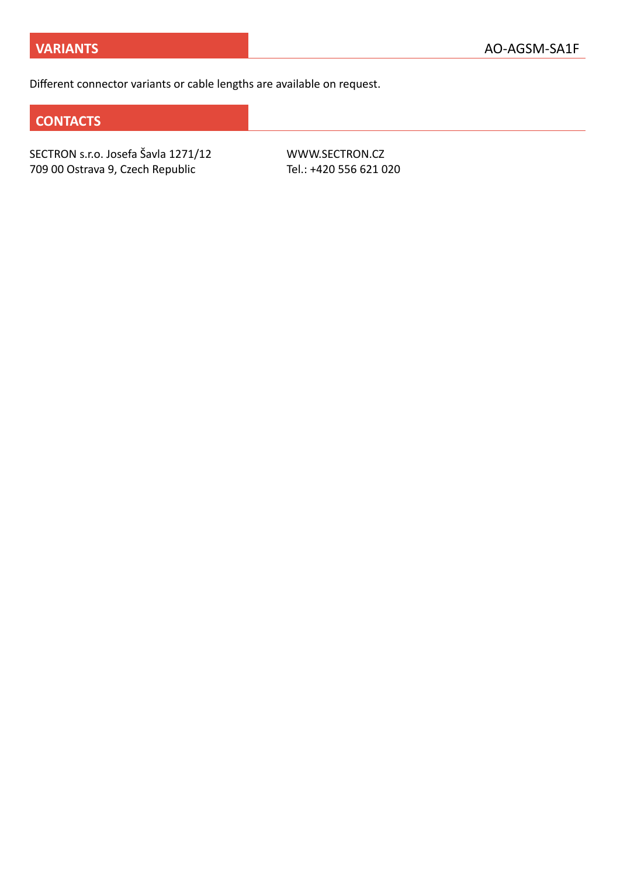## VARIANTS

Different connector variants or cable lengths are available on request.

## CONTACTS

SECTRON s.r.o. Josefa Šavla 1271/12
709 00 Ostrava 9, Czech Republic

WWW.SECTRON.CZ
Tel.: +420 556 621 020